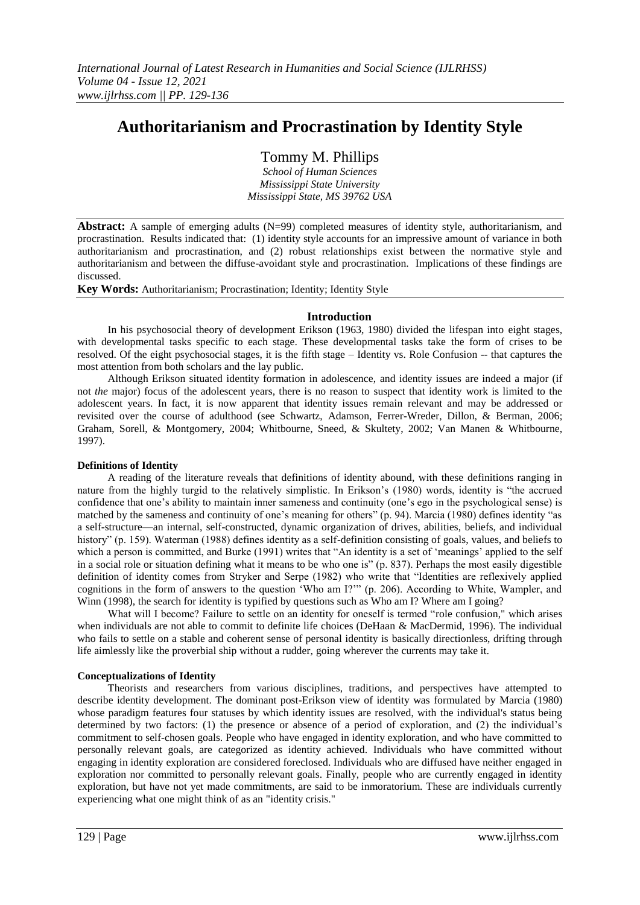# Authoritarianism and Procrastination by Identity Style

Tommy M. Phillips

*School of Human Sciences*
*Mississippi State University*
*Mississippi State, MS 39762 USA*

**Abstract:** A sample of emerging adults (N=99) completed measures of identity style, authoritarianism, and procrastination. Results indicated that: (1) identity style accounts for an impressive amount of variance in both authoritarianism and procrastination, and (2) robust relationships exist between the normative style and authoritarianism and between the diffuse-avoidant style and procrastination. Implications of these findings are discussed.

**Key Words:** Authoritarianism; Procrastination; Identity; Identity Style

## Introduction

In his psychosocial theory of development Erikson (1963, 1980) divided the lifespan into eight stages, with developmental tasks specific to each stage. These developmental tasks take the form of crises to be resolved. Of the eight psychosocial stages, it is the fifth stage – Identity vs. Role Confusion -- that captures the most attention from both scholars and the lay public.

Although Erikson situated identity formation in adolescence, and identity issues are indeed a major (if not *the* major) focus of the adolescent years, there is no reason to suspect that identity work is limited to the adolescent years. In fact, it is now apparent that identity issues remain relevant and may be addressed or revisited over the course of adulthood (see Schwartz, Adamson, Ferrer-Wreder, Dillon, & Berman, 2006; Graham, Sorell, & Montgomery, 2004; Whitbourne, Sneed, & Skultety, 2002; Van Manen & Whitbourne, 1997).

### Definitions of Identity

A reading of the literature reveals that definitions of identity abound, with these definitions ranging in nature from the highly turgid to the relatively simplistic. In Erikson's (1980) words, identity is "the accrued confidence that one's ability to maintain inner sameness and continuity (one's ego in the psychological sense) is matched by the sameness and continuity of one's meaning for others" (p. 94). Marcia (1980) defines identity "as a self-structure—an internal, self-constructed, dynamic organization of drives, abilities, beliefs, and individual history" (p. 159). Waterman (1988) defines identity as a self-definition consisting of goals, values, and beliefs to which a person is committed, and Burke (1991) writes that "An identity is a set of 'meanings' applied to the self in a social role or situation defining what it means to be who one is" (p. 837). Perhaps the most easily digestible definition of identity comes from Stryker and Serpe (1982) who write that "Identities are reflexively applied cognitions in the form of answers to the question 'Who am I?'" (p. 206). According to White, Wampler, and Winn (1998), the search for identity is typified by questions such as Who am I? Where am I going?

What will I become? Failure to settle on an identity for oneself is termed "role confusion," which arises when individuals are not able to commit to definite life choices (DeHaan & MacDermid, 1996). The individual who fails to settle on a stable and coherent sense of personal identity is basically directionless, drifting through life aimlessly like the proverbial ship without a rudder, going wherever the currents may take it.

### Conceptualizations of Identity

Theorists and researchers from various disciplines, traditions, and perspectives have attempted to describe identity development. The dominant post-Erikson view of identity was formulated by Marcia (1980) whose paradigm features four statuses by which identity issues are resolved, with the individual's status being determined by two factors: (1) the presence or absence of a period of exploration, and (2) the individual's commitment to self-chosen goals. People who have engaged in identity exploration, and who have committed to personally relevant goals, are categorized as identity achieved. Individuals who have committed without engaging in identity exploration are considered foreclosed. Individuals who are diffused have neither engaged in exploration nor committed to personally relevant goals. Finally, people who are currently engaged in identity exploration, but have not yet made commitments, are said to be inmoratorium. These are individuals currently experiencing what one might think of as an "identity crisis."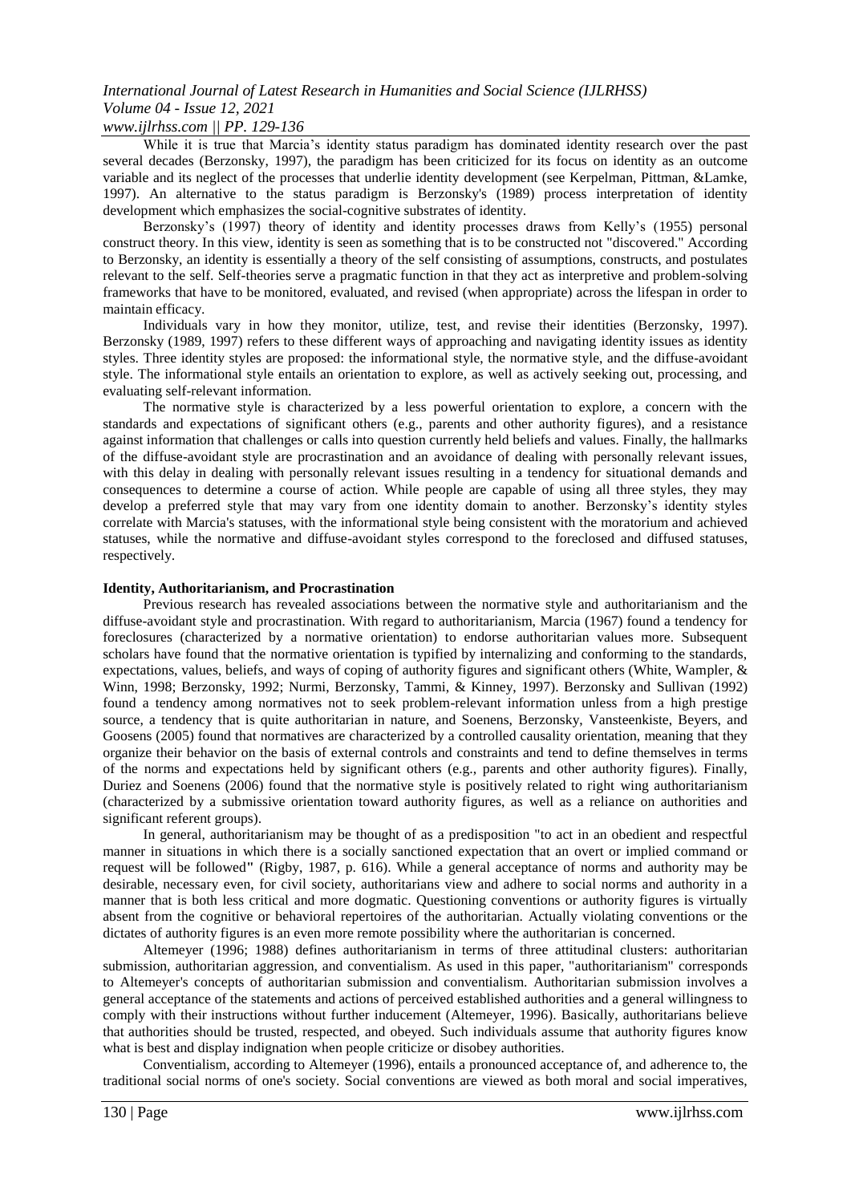While it is true that Marcia's identity status paradigm has dominated identity research over the past several decades (Berzonsky, 1997), the paradigm has been criticized for its focus on identity as an outcome variable and its neglect of the processes that underlie identity development (see Kerpelman, Pittman, &Lamke, 1997). An alternative to the status paradigm is Berzonsky's (1989) process interpretation of identity development which emphasizes the social-cognitive substrates of identity.

Berzonsky's (1997) theory of identity and identity processes draws from Kelly's (1955) personal construct theory. In this view, identity is seen as something that is to be constructed not "discovered." According to Berzonsky, an identity is essentially a theory of the self consisting of assumptions, constructs, and postulates relevant to the self. Self-theories serve a pragmatic function in that they act as interpretive and problem-solving frameworks that have to be monitored, evaluated, and revised (when appropriate) across the lifespan in order to maintain efficacy.

Individuals vary in how they monitor, utilize, test, and revise their identities (Berzonsky, 1997). Berzonsky (1989, 1997) refers to these different ways of approaching and navigating identity issues as identity styles. Three identity styles are proposed: the informational style, the normative style, and the diffuse-avoidant style. The informational style entails an orientation to explore, as well as actively seeking out, processing, and evaluating self-relevant information.

The normative style is characterized by a less powerful orientation to explore, a concern with the standards and expectations of significant others (e.g., parents and other authority figures), and a resistance against information that challenges or calls into question currently held beliefs and values. Finally, the hallmarks of the diffuse-avoidant style are procrastination and an avoidance of dealing with personally relevant issues, with this delay in dealing with personally relevant issues resulting in a tendency for situational demands and consequences to determine a course of action. While people are capable of using all three styles, they may develop a preferred style that may vary from one identity domain to another. Berzonsky's identity styles correlate with Marcia's statuses, with the informational style being consistent with the moratorium and achieved statuses, while the normative and diffuse-avoidant styles correspond to the foreclosed and diffused statuses, respectively.

**Identity, Authoritarianism, and Procrastination**

Previous research has revealed associations between the normative style and authoritarianism and the diffuse-avoidant style and procrastination. With regard to authoritarianism, Marcia (1967) found a tendency for foreclosures (characterized by a normative orientation) to endorse authoritarian values more. Subsequent scholars have found that the normative orientation is typified by internalizing and conforming to the standards, expectations, values, beliefs, and ways of coping of authority figures and significant others (White, Wampler, & Winn, 1998; Berzonsky, 1992; Nurmi, Berzonsky, Tammi, & Kinney, 1997). Berzonsky and Sullivan (1992) found a tendency among normatives not to seek problem-relevant information unless from a high prestige source, a tendency that is quite authoritarian in nature, and Soenens, Berzonsky, Vansteenkiste, Beyers, and Goosens (2005) found that normatives are characterized by a controlled causality orientation, meaning that they organize their behavior on the basis of external controls and constraints and tend to define themselves in terms of the norms and expectations held by significant others (e.g., parents and other authority figures). Finally, Duriez and Soenens (2006) found that the normative style is positively related to right wing authoritarianism (characterized by a submissive orientation toward authority figures, as well as a reliance on authorities and significant referent groups).

In general, authoritarianism may be thought of as a predisposition "to act in an obedient and respectful manner in situations in which there is a socially sanctioned expectation that an overt or implied command or request will be followed" (Rigby, 1987, p. 616). While a general acceptance of norms and authority may be desirable, necessary even, for civil society, authoritarians view and adhere to social norms and authority in a manner that is both less critical and more dogmatic. Questioning conventions or authority figures is virtually absent from the cognitive or behavioral repertoires of the authoritarian. Actually violating conventions or the dictates of authority figures is an even more remote possibility where the authoritarian is concerned.

Altemeyer (1996; 1988) defines authoritarianism in terms of three attitudinal clusters: authoritarian submission, authoritarian aggression, and conventialism. As used in this paper, "authoritarianism" corresponds to Altemeyer's concepts of authoritarian submission and conventialism. Authoritarian submission involves a general acceptance of the statements and actions of perceived established authorities and a general willingness to comply with their instructions without further inducement (Altemeyer, 1996). Basically, authoritarians believe that authorities should be trusted, respected, and obeyed. Such individuals assume that authority figures know what is best and display indignation when people criticize or disobey authorities.

Conventialism, according to Altemeyer (1996), entails a pronounced acceptance of, and adherence to, the traditional social norms of one's society. Social conventions are viewed as both moral and social imperatives,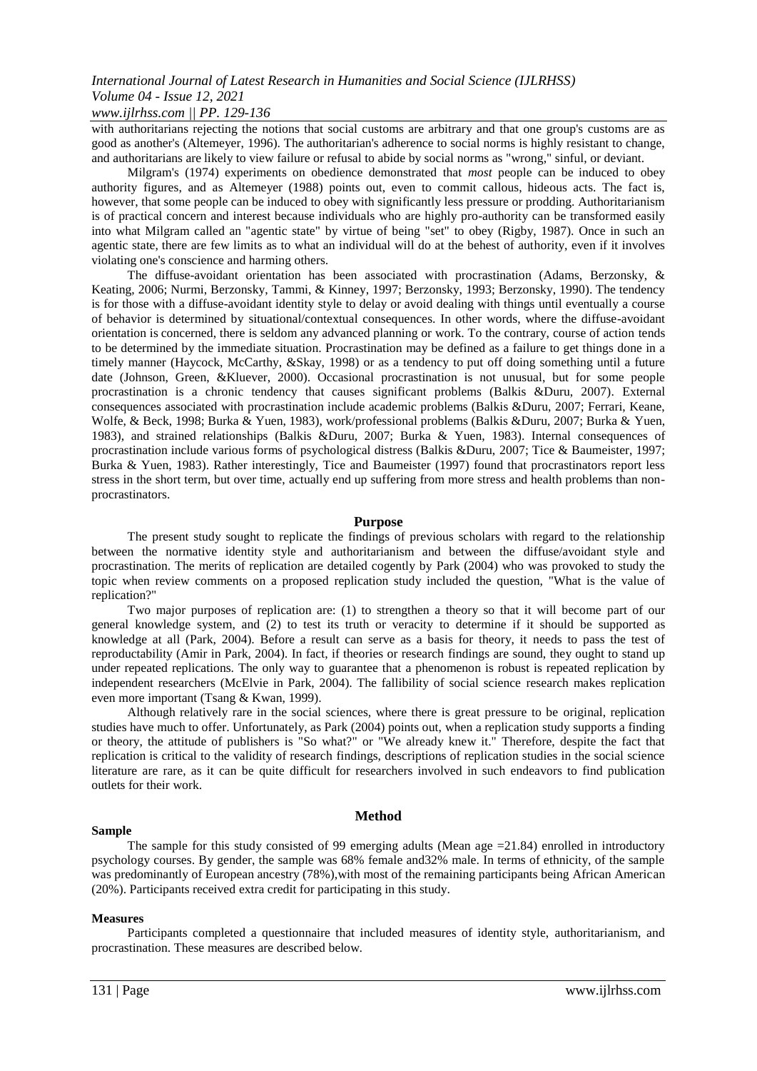with authoritarians rejecting the notions that social customs are arbitrary and that one group's customs are as good as another's (Altemeyer, 1996). The authoritarian's adherence to social norms is highly resistant to change, and authoritarians are likely to view failure or refusal to abide by social norms as "wrong," sinful, or deviant.

Milgram's (1974) experiments on obedience demonstrated that *most* people can be induced to obey authority figures, and as Altemeyer (1988) points out, even to commit callous, hideous acts. The fact is, however, that some people can be induced to obey with significantly less pressure or prodding. Authoritarianism is of practical concern and interest because individuals who are highly pro-authority can be transformed easily into what Milgram called an "agentic state" by virtue of being "set" to obey (Rigby, 1987). Once in such an agentic state, there are few limits as to what an individual will do at the behest of authority, even if it involves violating one's conscience and harming others.

The diffuse-avoidant orientation has been associated with procrastination (Adams, Berzonsky, & Keating, 2006; Nurmi, Berzonsky, Tammi, & Kinney, 1997; Berzonsky, 1993; Berzonsky, 1990). The tendency is for those with a diffuse-avoidant identity style to delay or avoid dealing with things until eventually a course of behavior is determined by situational/contextual consequences. In other words, where the diffuse-avoidant orientation is concerned, there is seldom any advanced planning or work. To the contrary, course of action tends to be determined by the immediate situation. Procrastination may be defined as a failure to get things done in a timely manner (Haycock, McCarthy, &Skay, 1998) or as a tendency to put off doing something until a future date (Johnson, Green, &Kluever, 2000). Occasional procrastination is not unusual, but for some people procrastination is a chronic tendency that causes significant problems (Balkis &Duru, 2007). External consequences associated with procrastination include academic problems (Balkis &Duru, 2007; Ferrari, Keane, Wolfe, & Beck, 1998; Burka & Yuen, 1983), work/professional problems (Balkis &Duru, 2007; Burka & Yuen, 1983), and strained relationships (Balkis &Duru, 2007; Burka & Yuen, 1983). Internal consequences of procrastination include various forms of psychological distress (Balkis &Duru, 2007; Tice & Baumeister, 1997; Burka & Yuen, 1983). Rather interestingly, Tice and Baumeister (1997) found that procrastinators report less stress in the short term, but over time, actually end up suffering from more stress and health problems than non-procrastinators.

## Purpose

The present study sought to replicate the findings of previous scholars with regard to the relationship between the normative identity style and authoritarianism and between the diffuse/avoidant style and procrastination. The merits of replication are detailed cogently by Park (2004) who was provoked to study the topic when review comments on a proposed replication study included the question, "What is the value of replication?"

Two major purposes of replication are: (1) to strengthen a theory so that it will become part of our general knowledge system, and (2) to test its truth or veracity to determine if it should be supported as knowledge at all (Park, 2004). Before a result can serve as a basis for theory, it needs to pass the test of reproductability (Amir in Park, 2004). In fact, if theories or research findings are sound, they ought to stand up under repeated replications. The only way to guarantee that a phenomenon is robust is repeated replication by independent researchers (McElvie in Park, 2004). The fallibility of social science research makes replication even more important (Tsang & Kwan, 1999).

Although relatively rare in the social sciences, where there is great pressure to be original, replication studies have much to offer. Unfortunately, as Park (2004) points out, when a replication study supports a finding or theory, the attitude of publishers is "So what?" or "We already knew it." Therefore, despite the fact that replication is critical to the validity of research findings, descriptions of replication studies in the social science literature are rare, as it can be quite difficult for researchers involved in such endeavors to find publication outlets for their work.

## Method

### Sample

The sample for this study consisted of 99 emerging adults (Mean age =21.84) enrolled in introductory psychology courses. By gender, the sample was 68% female and32% male. In terms of ethnicity, of the sample was predominantly of European ancestry (78%),with most of the remaining participants being African American (20%). Participants received extra credit for participating in this study.

### Measures

Participants completed a questionnaire that included measures of identity style, authoritarianism, and procrastination. These measures are described below.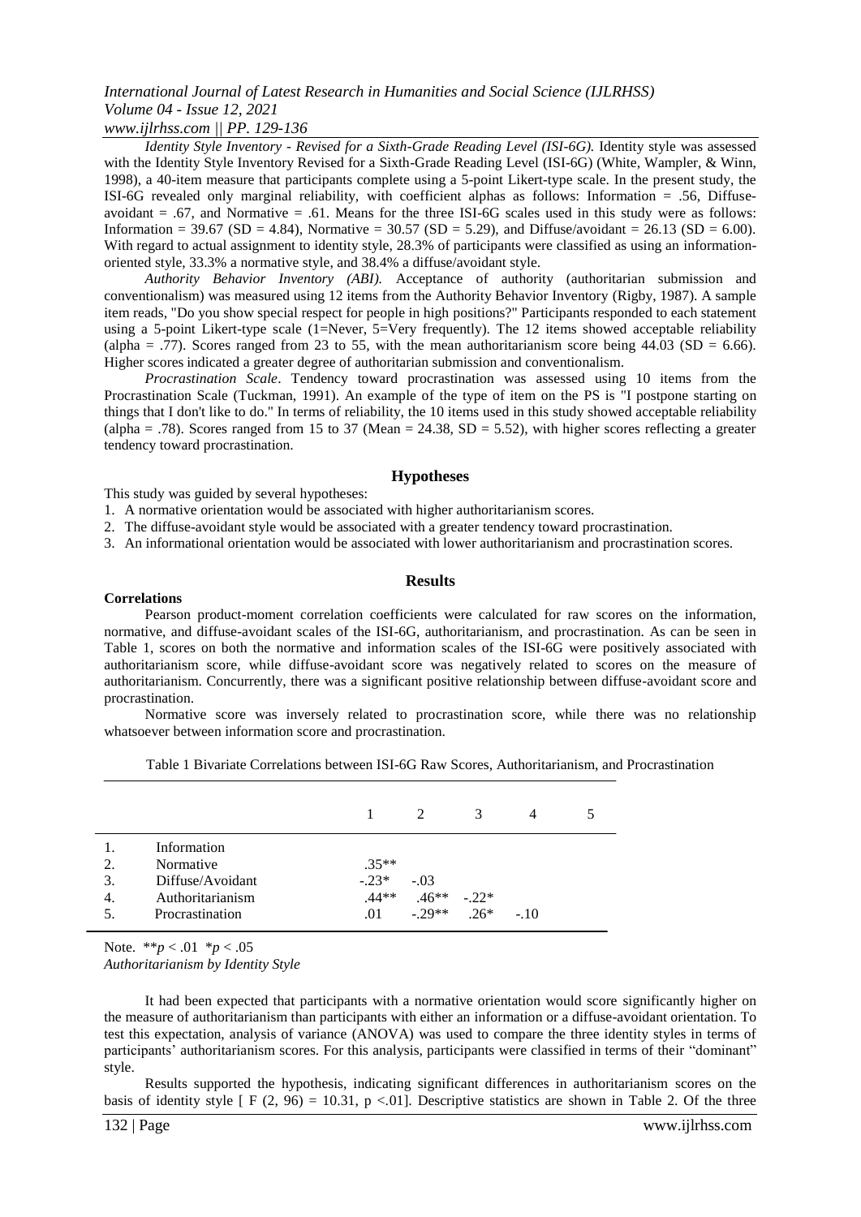*Identity Style Inventory - Revised for a Sixth-Grade Reading Level (ISI-6G).* Identity style was assessed with the Identity Style Inventory Revised for a Sixth-Grade Reading Level (ISI-6G) (White, Wampler, & Winn, 1998), a 40-item measure that participants complete using a 5-point Likert-type scale. In the present study, the ISI-6G revealed only marginal reliability, with coefficient alphas as follows: Information = .56, Diffuse-avoidant = .67, and Normative = .61. Means for the three ISI-6G scales used in this study were as follows: Information = 39.67 (SD = 4.84), Normative = 30.57 (SD = 5.29), and Diffuse/avoidant = 26.13 (SD = 6.00). With regard to actual assignment to identity style, 28.3% of participants were classified as using an information-oriented style, 33.3% a normative style, and 38.4% a diffuse/avoidant style.

*Authority Behavior Inventory (ABI).* Acceptance of authority (authoritarian submission and conventionalism) was measured using 12 items from the Authority Behavior Inventory (Rigby, 1987). A sample item reads, "Do you show special respect for people in high positions?" Participants responded to each statement using a 5-point Likert-type scale (1=Never, 5=Very frequently). The 12 items showed acceptable reliability (alpha = .77). Scores ranged from 23 to 55, with the mean authoritarianism score being 44.03 (SD = 6.66). Higher scores indicated a greater degree of authoritarian submission and conventionalism.

*Procrastination Scale*. Tendency toward procrastination was assessed using 10 items from the Procrastination Scale (Tuckman, 1991). An example of the type of item on the PS is "I postpone starting on things that I don't like to do." In terms of reliability, the 10 items used in this study showed acceptable reliability (alpha = .78). Scores ranged from 15 to 37 (Mean = 24.38, SD = 5.52), with higher scores reflecting a greater tendency toward procrastination.

## Hypotheses

This study was guided by several hypotheses:

1. A normative orientation would be associated with higher authoritarianism scores.
2. The diffuse-avoidant style would be associated with a greater tendency toward procrastination.
3. An informational orientation would be associated with lower authoritarianism and procrastination scores.

## Results

### Correlations

Pearson product-moment correlation coefficients were calculated for raw scores on the information, normative, and diffuse-avoidant scales of the ISI-6G, authoritarianism, and procrastination. As can be seen in Table 1, scores on both the normative and information scales of the ISI-6G were positively associated with authoritarianism score, while diffuse-avoidant score was negatively related to scores on the measure of authoritarianism. Concurrently, there was a significant positive relationship between diffuse-avoidant score and procrastination.

Normative score was inversely related to procrastination score, while there was no relationship whatsoever between information score and procrastination.

Table 1 Bivariate Correlations between ISI-6G Raw Scores, Authoritarianism, and Procrastination

| | | 1 | 2 | 3 | 4 | 5 |
|---|---|---|---|---|---|---|
| 1. | Information | | | | | |
| 2. | Normative | .35** | | | | |
| 3. | Diffuse/Avoidant | -.23* | -.03 | | | |
| 4. | Authoritarianism | .44** | .46** | -.22* | | |
| 5. | Procrastination | .01 | -.29** | .26* | -.10 | |

Note. $^{**}p < .01$ $^{*}p < .05$

### *Authoritarianism by Identity Style*

It had been expected that participants with a normative orientation would score significantly higher on the measure of authoritarianism than participants with either an information or a diffuse-avoidant orientation. To test this expectation, analysis of variance (ANOVA) was used to compare the three identity styles in terms of participants' authoritarianism scores. For this analysis, participants were classified in terms of their "dominant" style.

Results supported the hypothesis, indicating significant differences in authoritarianism scores on the basis of identity style [ $F (2, 96) = 10.31$, $p < .01$]. Descriptive statistics are shown in Table 2. Of the three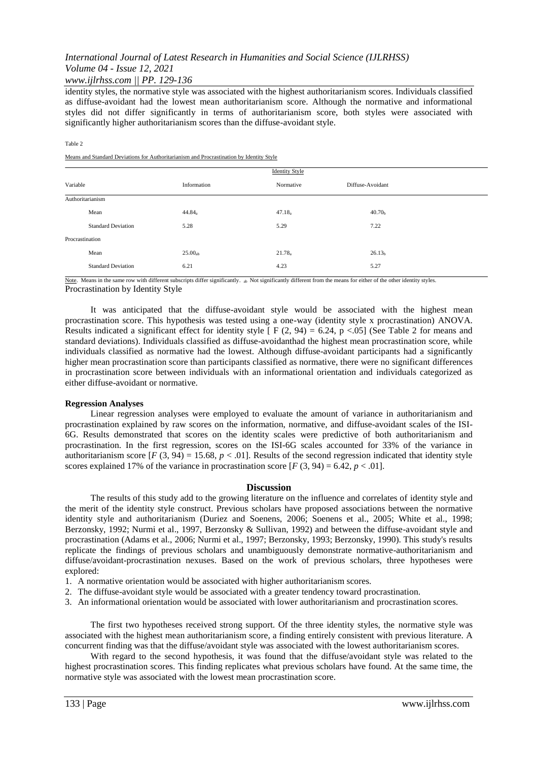identity styles, the normative style was associated with the highest authoritarianism scores. Individuals classified as diffuse-avoidant had the lowest mean authoritarianism score. Although the normative and informational styles did not differ significantly in terms of authoritarianism score, both styles were associated with significantly higher authoritarianism scores than the diffuse-avoidant style.

Table 2

Means and Standard Deviations for Authoritarianism and Procrastination by Identity Style

| | Identity Style | | |
|---|---|---|---|
| Variable | Information | Normative | Diffuse-Avoidant |
| Authoritarianism | | | |
| Mean | $44.84_a$ | $47.18_a$ | $40.70_b$ |
| Standard Deviation | 5.28 | 5.29 | 7.22 |
| Procrastination | | | |
| Mean | $25.00_{ab}$ | $21.78_a$ | $26.13_b$ |
| Standard Deviation | 6.21 | 4.23 | 5.27 |

Note. Means in the same row with different subscripts differ significantly. $_{ab}$ Not significantly different from the means for either of the other identity styles.

Procrastination by Identity Style

It was anticipated that the diffuse-avoidant style would be associated with the highest mean procrastination score. This hypothesis was tested using a one-way (identity style x procrastination) ANOVA. Results indicated a significant effect for identity style [ $F$ (2, 94) = 6.24, $p$ <.05] (See Table 2 for means and standard deviations). Individuals classified as diffuse-avoidanthad the highest mean procrastination score, while individuals classified as normative had the lowest. Although diffuse-avoidant participants had a significantly higher mean procrastination score than participants classified as normative, there were no significant differences in procrastination score between individuals with an informational orientation and individuals categorized as either diffuse-avoidant or normative.

**Regression Analyses**

Linear regression analyses were employed to evaluate the amount of variance in authoritarianism and procrastination explained by raw scores on the information, normative, and diffuse-avoidant scales of the ISI-6G. Results demonstrated that scores on the identity scales were predictive of both authoritarianism and procrastination. In the first regression, scores on the ISI-6G scales accounted for 33% of the variance in authoritarianism score [$F$ (3, 94) = 15.68, $p$ < .01]. Results of the second regression indicated that identity style scores explained 17% of the variance in procrastination score [$F$ (3, 94) = 6.42, $p$ < .01].

## Discussion

The results of this study add to the growing literature on the influence and correlates of identity style and the merit of the identity style construct. Previous scholars have proposed associations between the normative identity style and authoritarianism (Duriez and Soenens, 2006; Soenens et al., 2005; White et al., 1998; Berzonsky, 1992; Nurmi et al., 1997, Berzonsky & Sullivan, 1992) and between the diffuse-avoidant style and procrastination (Adams et al., 2006; Nurmi et al., 1997; Berzonsky, 1993; Berzonsky, 1990). This study's results replicate the findings of previous scholars and unambiguously demonstrate normative-authoritarianism and diffuse/avoidant-procrastination nexuses. Based on the work of previous scholars, three hypotheses were explored:

1. A normative orientation would be associated with higher authoritarianism scores.
2. The diffuse-avoidant style would be associated with a greater tendency toward procrastination.
3. An informational orientation would be associated with lower authoritarianism and procrastination scores.

The first two hypotheses received strong support. Of the three identity styles, the normative style was associated with the highest mean authoritarianism score, a finding entirely consistent with previous literature. A concurrent finding was that the diffuse/avoidant style was associated with the lowest authoritarianism scores.

With regard to the second hypothesis, it was found that the diffuse/avoidant style was related to the highest procrastination scores. This finding replicates what previous scholars have found. At the same time, the normative style was associated with the lowest mean procrastination score.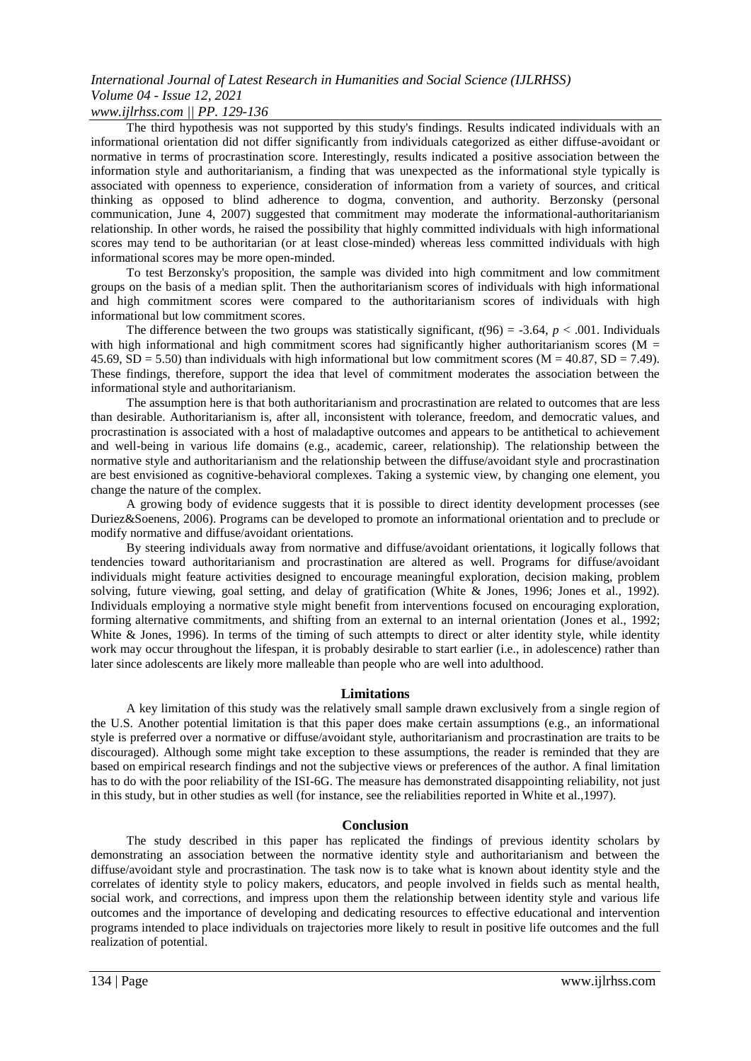The third hypothesis was not supported by this study's findings. Results indicated individuals with an informational orientation did not differ significantly from individuals categorized as either diffuse-avoidant or normative in terms of procrastination score. Interestingly, results indicated a positive association between the information style and authoritarianism, a finding that was unexpected as the informational style typically is associated with openness to experience, consideration of information from a variety of sources, and critical thinking as opposed to blind adherence to dogma, convention, and authority. Berzonsky (personal communication, June 4, 2007) suggested that commitment may moderate the informational-authoritarianism relationship. In other words, he raised the possibility that highly committed individuals with high informational scores may tend to be authoritarian (or at least close-minded) whereas less committed individuals with high informational scores may be more open-minded.

To test Berzonsky's proposition, the sample was divided into high commitment and low commitment groups on the basis of a median split. Then the authoritarianism scores of individuals with high informational and high commitment scores were compared to the authoritarianism scores of individuals with high informational but low commitment scores.

The difference between the two groups was statistically significant, $t(96) = -3.64$, $p < .001$. Individuals with high informational and high commitment scores had significantly higher authoritarianism scores ($M = 45.69$, $SD = 5.50$) than individuals with high informational but low commitment scores ($M = 40.87$, $SD = 7.49$). These findings, therefore, support the idea that level of commitment moderates the association between the informational style and authoritarianism.

The assumption here is that both authoritarianism and procrastination are related to outcomes that are less than desirable. Authoritarianism is, after all, inconsistent with tolerance, freedom, and democratic values, and procrastination is associated with a host of maladaptive outcomes and appears to be antithetical to achievement and well-being in various life domains (e.g., academic, career, relationship). The relationship between the normative style and authoritarianism and the relationship between the diffuse/avoidant style and procrastination are best envisioned as cognitive-behavioral complexes. Taking a systemic view, by changing one element, you change the nature of the complex.

A growing body of evidence suggests that it is possible to direct identity development processes (see Duriez&Soenens, 2006). Programs can be developed to promote an informational orientation and to preclude or modify normative and diffuse/avoidant orientations.

By steering individuals away from normative and diffuse/avoidant orientations, it logically follows that tendencies toward authoritarianism and procrastination are altered as well. Programs for diffuse/avoidant individuals might feature activities designed to encourage meaningful exploration, decision making, problem solving, future viewing, goal setting, and delay of gratification (White & Jones, 1996; Jones et al., 1992). Individuals employing a normative style might benefit from interventions focused on encouraging exploration, forming alternative commitments, and shifting from an external to an internal orientation (Jones et al., 1992; White & Jones, 1996). In terms of the timing of such attempts to direct or alter identity style, while identity work may occur throughout the lifespan, it is probably desirable to start earlier (i.e., in adolescence) rather than later since adolescents are likely more malleable than people who are well into adulthood.

## Limitations

A key limitation of this study was the relatively small sample drawn exclusively from a single region of the U.S. Another potential limitation is that this paper does make certain assumptions (e.g., an informational style is preferred over a normative or diffuse/avoidant style, authoritarianism and procrastination are traits to be discouraged). Although some might take exception to these assumptions, the reader is reminded that they are based on empirical research findings and not the subjective views or preferences of the author. A final limitation has to do with the poor reliability of the ISI-6G. The measure has demonstrated disappointing reliability, not just in this study, but in other studies as well (for instance, see the reliabilities reported in White et al.,1997).

## Conclusion

The study described in this paper has replicated the findings of previous identity scholars by demonstrating an association between the normative identity style and authoritarianism and between the diffuse/avoidant style and procrastination. The task now is to take what is known about identity style and the correlates of identity style to policy makers, educators, and people involved in fields such as mental health, social work, and corrections, and impress upon them the relationship between identity style and various life outcomes and the importance of developing and dedicating resources to effective educational and intervention programs intended to place individuals on trajectories more likely to result in positive life outcomes and the full realization of potential.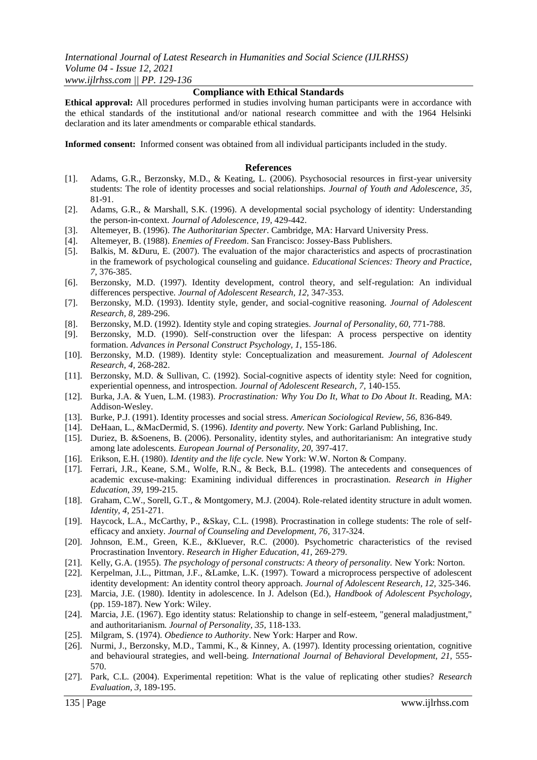## Compliance with Ethical Standards

**Ethical approval:** All procedures performed in studies involving human participants were in accordance with the ethical standards of the institutional and/or national research committee and with the 1964 Helsinki declaration and its later amendments or comparable ethical standards.

**Informed consent:** Informed consent was obtained from all individual participants included in the study.

## References

[1]. Adams, G.R., Berzonsky, M.D., & Keating, L. (2006). Psychosocial resources in first-year university students: The role of identity processes and social relationships. *Journal of Youth and Adolescence, 35,* 81-91.

[2]. Adams, G.R., & Marshall, S.K. (1996). A developmental social psychology of identity: Understanding the person-in-context. *Journal of Adolescence, 19,* 429-442.

[3]. Altemeyer, B. (1996). *The Authoritarian Specter*. Cambridge, MA: Harvard University Press.

[4]. Altemeyer, B. (1988). *Enemies of Freedom*. San Francisco: Jossey-Bass Publishers.

[5]. Balkis, M. &Duru, E. (2007). The evaluation of the major characteristics and aspects of procrastination in the framework of psychological counseling and guidance. *Educational Sciences: Theory and Practice, 7,* 376-385.

[6]. Berzonsky, M.D. (1997). Identity development, control theory, and self-regulation: An individual differences perspective. *Journal of Adolescent Research, 12,* 347-353.

[7]. Berzonsky, M.D. (1993). Identity style, gender, and social-cognitive reasoning. *Journal of Adolescent Research, 8,* 289-296.

[8]. Berzonsky, M.D. (1992). Identity style and coping strategies. *Journal of Personality, 60,* 771-788.

[9]. Berzonsky, M.D. (1990). Self-construction over the lifespan: A process perspective on identity formation. *Advances in Personal Construct Psychology, 1,* 155-186.

[10]. Berzonsky, M.D. (1989). Identity style: Conceptualization and measurement. *Journal of Adolescent Research, 4,* 268-282.

[11]. Berzonsky, M.D. & Sullivan, C. (1992). Social-cognitive aspects of identity style: Need for cognition, experiential openness, and introspection. *Journal of Adolescent Research, 7,* 140-155.

[12]. Burka, J.A. & Yuen, L.M. (1983). *Procrastination: Why You Do It, What to Do About It*. Reading, MA: Addison-Wesley.

[13]. Burke, P.J. (1991). Identity processes and social stress. *American Sociological Review, 56,* 836-849.

[14]. DeHaan, L., &MacDermid, S. (1996). *Identity and poverty.* New York: Garland Publishing, Inc.

[15]. Duriez, B. &Soenens, B. (2006). Personality, identity styles, and authoritarianism: An integrative study among late adolescents. *European Journal of Personality, 20,* 397-417.

[16]. Erikson, E.H. (1980). *Identity and the life cycle.* New York: W.W. Norton & Company.

[17]. Ferrari, J.R., Keane, S.M., Wolfe, R.N., & Beck, B.L. (1998). The antecedents and consequences of academic excuse-making: Examining individual differences in procrastination. *Research in Higher Education, 39,* 199-215.

[18]. Graham, C.W., Sorell, G.T., & Montgomery, M.J. (2004). Role-related identity structure in adult women. *Identity, 4,* 251-271.

[19]. Haycock, L.A., McCarthy, P., &Skay, C.L. (1998). Procrastination in college students: The role of self-efficacy and anxiety. *Journal of Counseling and Development, 76,* 317-324.

[20]. Johnson, E.M., Green, K.E., &Kluever, R.C. (2000). Psychometric characteristics of the revised Procrastination Inventory. *Research in Higher Education, 41,* 269-279.

[21]. Kelly, G.A. (1955). *The psychology of personal constructs: A theory of personality.* New York: Norton.

[22]. Kerpelman, J.L., Pittman, J.F., &Lamke, L.K. (1997). Toward a microprocess perspective of adolescent identity development: An identity control theory approach. *Journal of Adolescent Research, 12,* 325-346.

[23]. Marcia, J.E. (1980). Identity in adolescence. In J. Adelson (Ed.), *Handbook of Adolescent Psychology*, (pp. 159-187). New York: Wiley.

[24]. Marcia, J.E. (1967). Ego identity status: Relationship to change in self-esteem, "general maladjustment," and authoritarianism. *Journal of Personality, 35,* 118-133.

[25]. Milgram, S. (1974). *Obedience to Authority*. New York: Harper and Row.

[26]. Nurmi, J., Berzonsky, M.D., Tammi, K., & Kinney, A. (1997). Identity processing orientation, cognitive and behavioural strategies, and well-being. *International Journal of Behavioral Development, 21,* 555-570.

[27]. Park, C.L. (2004). Experimental repetition: What is the value of replicating other studies? *Research Evaluation, 3,* 189-195.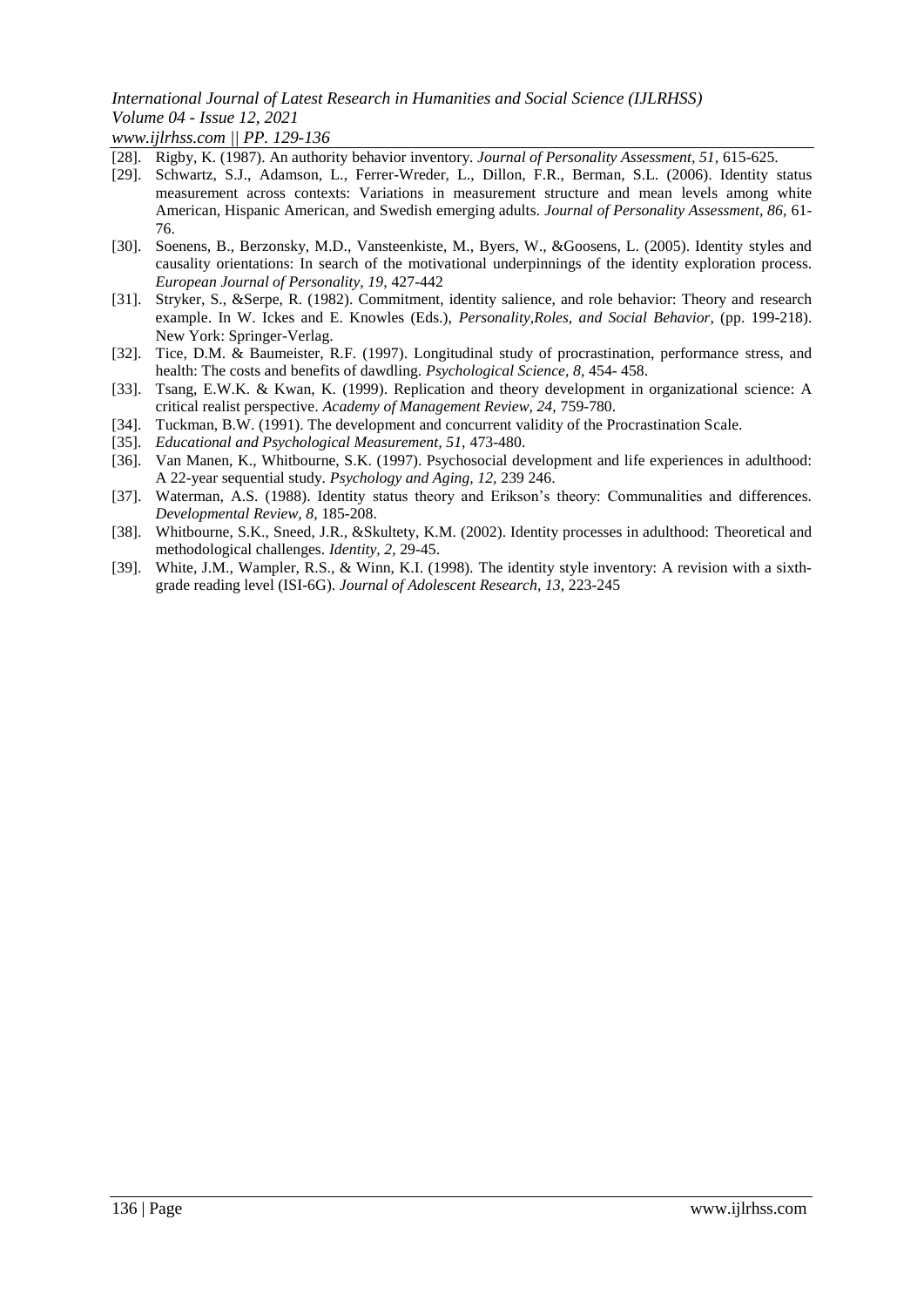[28]. Rigby, K. (1987). An authority behavior inventory. *Journal of Personality Assessment, 51,* 615-625.

[29]. Schwartz, S.J., Adamson, L., Ferrer-Wreder, L., Dillon, F.R., Berman, S.L. (2006). Identity status measurement across contexts: Variations in measurement structure and mean levels among white American, Hispanic American, and Swedish emerging adults. *Journal of Personality Assessment, 86*, 61-76.

[30]. Soenens, B., Berzonsky, M.D., Vansteenkiste, M., Byers, W., &Goosens, L. (2005). Identity styles and causality orientations: In search of the motivational underpinnings of the identity exploration process. *European Journal of Personality, 19,* 427-442

[31]. Stryker, S., &Serpe, R. (1982). Commitment, identity salience, and role behavior: Theory and research example. In W. Ickes and E. Knowles (Eds.), *Personality,Roles, and Social Behavior,* (pp. 199-218). New York: Springer-Verlag.

[32]. Tice, D.M. & Baumeister, R.F. (1997). Longitudinal study of procrastination, performance stress, and health: The costs and benefits of dawdling. *Psychological Science, 8,* 454- 458.

[33]. Tsang, E.W.K. & Kwan, K. (1999). Replication and theory development in organizational science: A critical realist perspective. *Academy of Management Review, 24,* 759-780.

[34]. Tuckman, B.W. (1991). The development and concurrent validity of the Procrastination Scale.

[35]. *Educational and Psychological Measurement, 51,* 473-480.

[36]. Van Manen, K., Whitbourne, S.K. (1997). Psychosocial development and life experiences in adulthood: A 22-year sequential study. *Psychology and Aging, 12,* 239 246.

[37]. Waterman, A.S. (1988). Identity status theory and Erikson's theory: Communalities and differences. *Developmental Review, 8,* 185-208.

[38]. Whitbourne, S.K., Sneed, J.R., &Skultety, K.M. (2002). Identity processes in adulthood: Theoretical and methodological challenges. *Identity, 2,* 29-45.

[39]. White, J.M., Wampler, R.S., & Winn, K.I. (1998). The identity style inventory: A revision with a sixth-grade reading level (ISI-6G). *Journal of Adolescent Research, 13,* 223-245